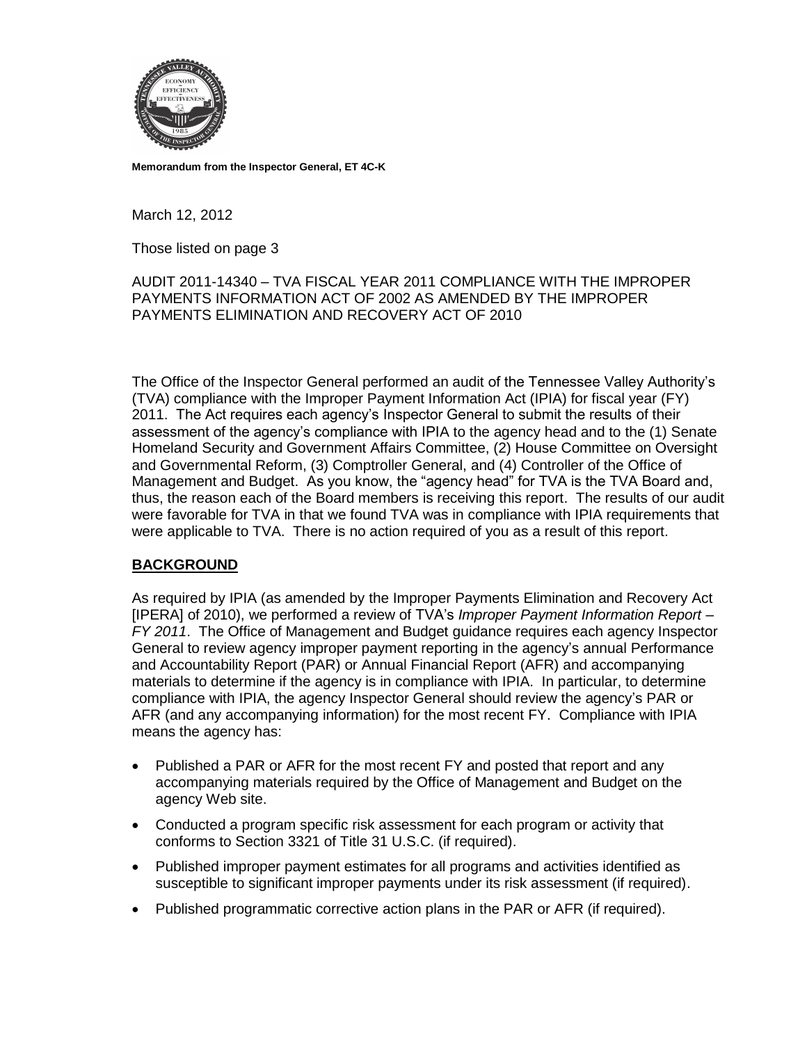**Memorandum from the Inspector General, ET 4C-K**

March 12, 2012

Those listed on page 3

AUDIT 2011-14340 – TVA FISCAL YEAR 2011 COMPLIANCE WITH THE IMPROPER PAYMENTS INFORMATION ACT OF 2002 AS AMENDED BY THE IMPROPER PAYMENTS ELIMINATION AND RECOVERY ACT OF 2010

The Office of the Inspector General performed an audit of the Tennessee Valley Authority's (TVA) compliance with the Improper Payment Information Act (IPIA) for fiscal year (FY) 2011. The Act requires each agency's Inspector General to submit the results of their assessment of the agency's compliance with IPIA to the agency head and to the (1) Senate Homeland Security and Government Affairs Committee, (2) House Committee on Oversight and Governmental Reform, (3) Comptroller General, and (4) Controller of the Office of Management and Budget. As you know, the "agency head" for TVA is the TVA Board and, thus, the reason each of the Board members is receiving this report. The results of our audit were favorable for TVA in that we found TVA was in compliance with IPIA requirements that were applicable to TVA. There is no action required of you as a result of this report.

## BACKGROUND

As required by IPIA (as amended by the Improper Payments Elimination and Recovery Act [IPERA] of 2010), we performed a review of TVA's *Improper Payment Information Report – FY 2011*. The Office of Management and Budget guidance requires each agency Inspector General to review agency improper payment reporting in the agency's annual Performance and Accountability Report (PAR) or Annual Financial Report (AFR) and accompanying materials to determine if the agency is in compliance with IPIA. In particular, to determine compliance with IPIA, the agency Inspector General should review the agency's PAR or AFR (and any accompanying information) for the most recent FY. Compliance with IPIA means the agency has:

- Published a PAR or AFR for the most recent FY and posted that report and any accompanying materials required by the Office of Management and Budget on the agency Web site.
- Conducted a program specific risk assessment for each program or activity that conforms to Section 3321 of Title 31 U.S.C. (if required).
- Published improper payment estimates for all programs and activities identified as susceptible to significant improper payments under its risk assessment (if required).
- Published programmatic corrective action plans in the PAR or AFR (if required).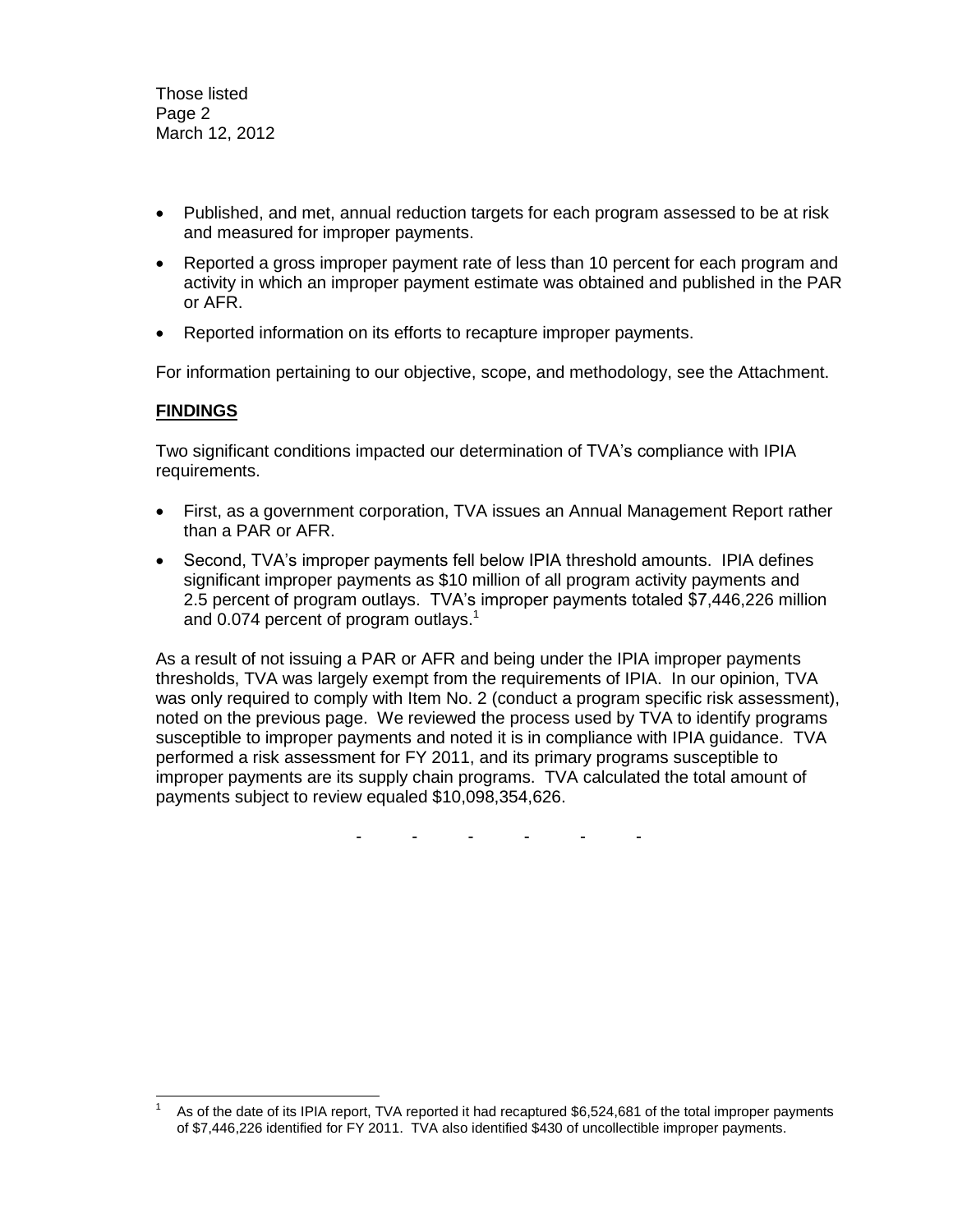- Published, and met, annual reduction targets for each program assessed to be at risk and measured for improper payments.
- Reported a gross improper payment rate of less than 10 percent for each program and activity in which an improper payment estimate was obtained and published in the PAR or AFR.
- Reported information on its efforts to recapture improper payments.

For information pertaining to our objective, scope, and methodology, see the Attachment.

## FINDINGS

Two significant conditions impacted our determination of TVA's compliance with IPIA requirements.

- First, as a government corporation, TVA issues an Annual Management Report rather than a PAR or AFR.
- Second, TVA's improper payments fell below IPIA threshold amounts. IPIA defines significant improper payments as $10 million of all program activity payments and 2.5 percent of program outlays. TVA's improper payments totaled $7,446,226 million and 0.074 percent of program outlays.[1]

As a result of not issuing a PAR or AFR and being under the IPIA improper payments thresholds, TVA was largely exempt from the requirements of IPIA. In our opinion, TVA was only required to comply with Item No. 2 (conduct a program specific risk assessment), noted on the previous page. We reviewed the process used by TVA to identify programs susceptible to improper payments and noted it is in compliance with IPIA guidance. TVA performed a risk assessment for FY 2011, and its primary programs susceptible to improper payments are its supply chain programs. TVA calculated the total amount of payments subject to review equaled $10,098,354,626.

\- - - - - -

[1] As of the date of its IPIA report, TVA reported it had recaptured $6,524,681 of the total improper payments of $7,446,226 identified for FY 2011. TVA also identified $430 of uncollectible improper payments.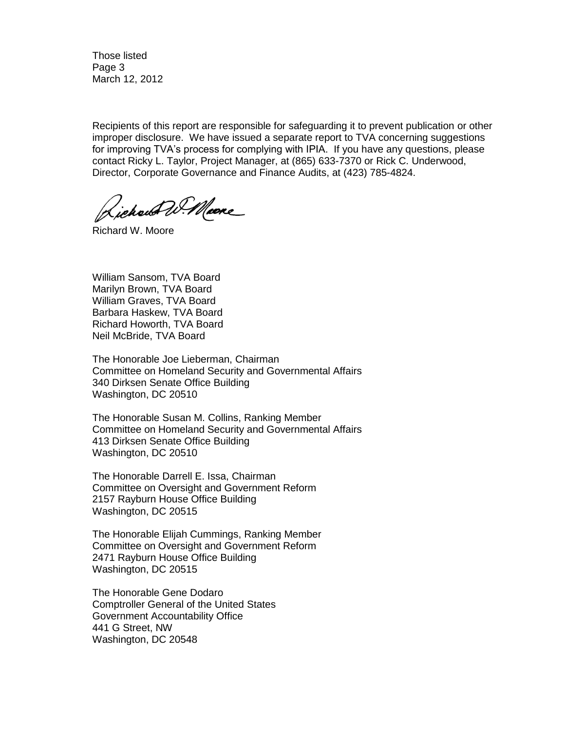Recipients of this report are responsible for safeguarding it to prevent publication or other improper disclosure. We have issued a separate report to TVA concerning suggestions for improving TVA's process for complying with IPIA. If you have any questions, please contact Ricky L. Taylor, Project Manager, at (865) 633-7370 or Rick C. Underwood, Director, Corporate Governance and Finance Audits, at (423) 785-4824.

Richard W. Moore

William Sansom, TVA Board
Marilyn Brown, TVA Board
William Graves, TVA Board
Barbara Haskew, TVA Board
Richard Howorth, TVA Board
Neil McBride, TVA Board

The Honorable Joe Lieberman, Chairman
Committee on Homeland Security and Governmental Affairs
340 Dirksen Senate Office Building
Washington, DC 20510

The Honorable Susan M. Collins, Ranking Member
Committee on Homeland Security and Governmental Affairs
413 Dirksen Senate Office Building
Washington, DC 20510

The Honorable Darrell E. Issa, Chairman
Committee on Oversight and Government Reform
2157 Rayburn House Office Building
Washington, DC 20515

The Honorable Elijah Cummings, Ranking Member
Committee on Oversight and Government Reform
2471 Rayburn House Office Building
Washington, DC 20515

The Honorable Gene Dodaro
Comptroller General of the United States
Government Accountability Office
441 G Street, NW
Washington, DC 20548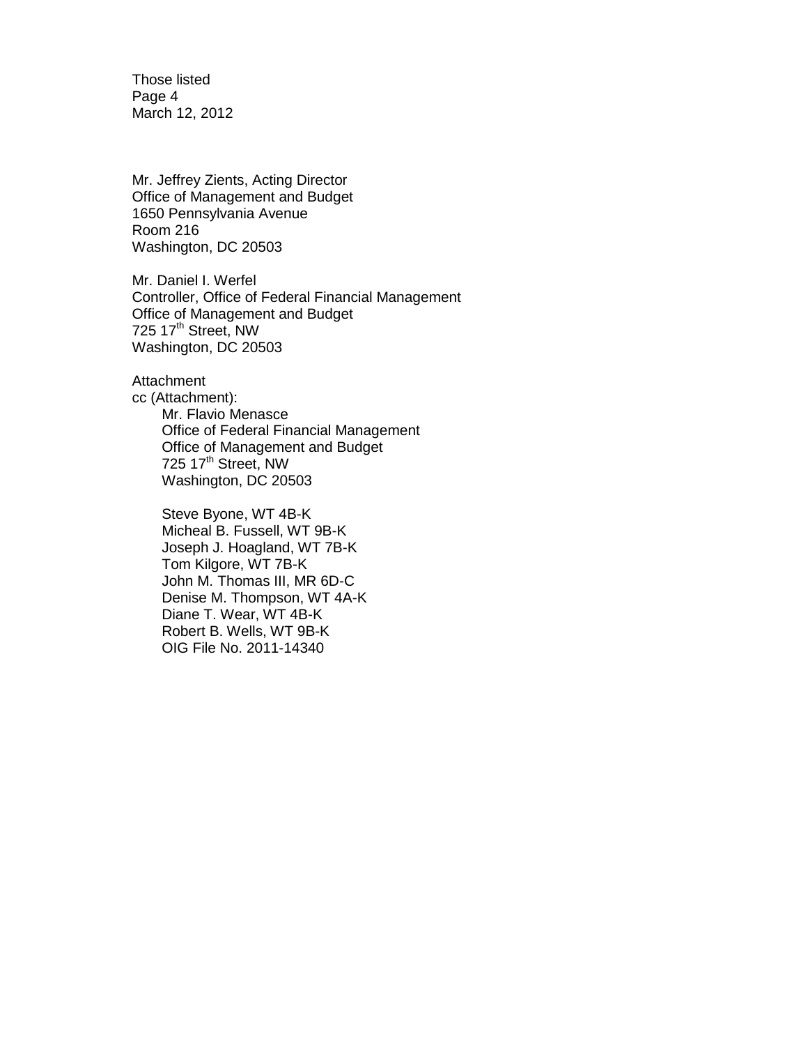Mr. Jeffrey Zients, Acting Director
Office of Management and Budget
1650 Pennsylvania Avenue
Room 216
Washington, DC 20503

Mr. Daniel I. Werfel
Controller, Office of Federal Financial Management
Office of Management and Budget
725 17th Street, NW
Washington, DC 20503

Attachment
cc (Attachment):

Mr. Flavio Menasce
Office of Federal Financial Management
Office of Management and Budget
725 17th Street, NW
Washington, DC 20503

Steve Byone, WT 4B-K
Micheal B. Fussell, WT 9B-K
Joseph J. Hoagland, WT 7B-K
Tom Kilgore, WT 7B-K
John M. Thomas III, MR 6D-C
Denise M. Thompson, WT 4A-K
Diane T. Wear, WT 4B-K
Robert B. Wells, WT 9B-K
OIG File No. 2011-14340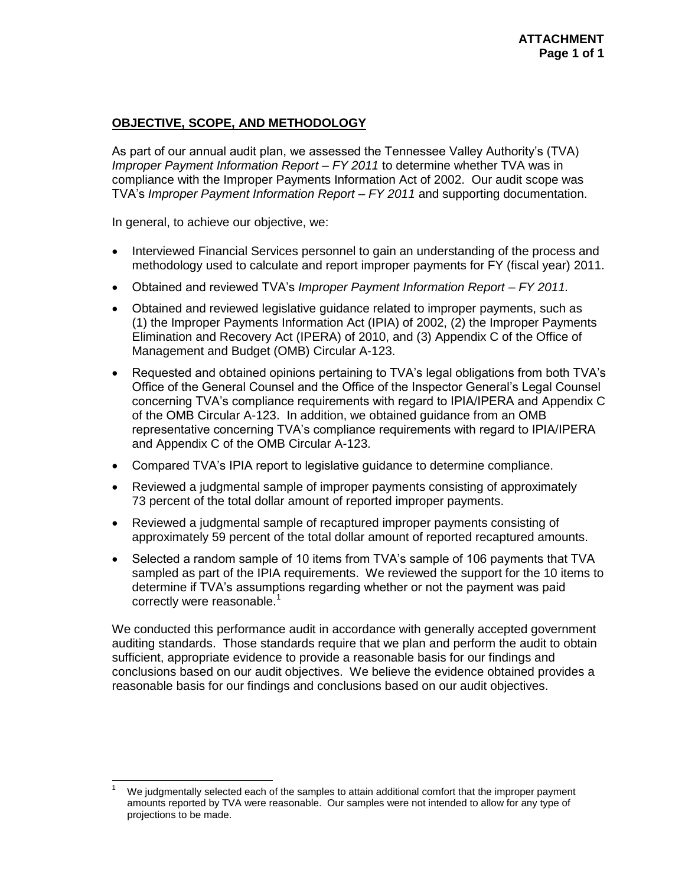## OBJECTIVE, SCOPE, AND METHODOLOGY

As part of our annual audit plan, we assessed the Tennessee Valley Authority's (TVA) *Improper Payment Information Report – FY 2011* to determine whether TVA was in compliance with the Improper Payments Information Act of 2002. Our audit scope was TVA's *Improper Payment Information Report – FY 2011* and supporting documentation.

In general, to achieve our objective, we:

- Interviewed Financial Services personnel to gain an understanding of the process and methodology used to calculate and report improper payments for FY (fiscal year) 2011.
- Obtained and reviewed TVA's *Improper Payment Information Report – FY 2011.*
- Obtained and reviewed legislative guidance related to improper payments, such as (1) the Improper Payments Information Act (IPIA) of 2002, (2) the Improper Payments Elimination and Recovery Act (IPERA) of 2010, and (3) Appendix C of the Office of Management and Budget (OMB) Circular A-123.
- Requested and obtained opinions pertaining to TVA's legal obligations from both TVA's Office of the General Counsel and the Office of the Inspector General's Legal Counsel concerning TVA's compliance requirements with regard to IPIA/IPERA and Appendix C of the OMB Circular A-123. In addition, we obtained guidance from an OMB representative concerning TVA's compliance requirements with regard to IPIA/IPERA and Appendix C of the OMB Circular A-123.
- Compared TVA's IPIA report to legislative guidance to determine compliance.
- Reviewed a judgmental sample of improper payments consisting of approximately 73 percent of the total dollar amount of reported improper payments.
- Reviewed a judgmental sample of recaptured improper payments consisting of approximately 59 percent of the total dollar amount of reported recaptured amounts.
- Selected a random sample of 10 items from TVA's sample of 106 payments that TVA sampled as part of the IPIA requirements. We reviewed the support for the 10 items to determine if TVA's assumptions regarding whether or not the payment was paid correctly were reasonable.[1]

We conducted this performance audit in accordance with generally accepted government auditing standards. Those standards require that we plan and perform the audit to obtain sufficient, appropriate evidence to provide a reasonable basis for our findings and conclusions based on our audit objectives. We believe the evidence obtained provides a reasonable basis for our findings and conclusions based on our audit objectives.

---

[1] We judgmentally selected each of the samples to attain additional comfort that the improper payment amounts reported by TVA were reasonable. Our samples were not intended to allow for any type of projections to be made.